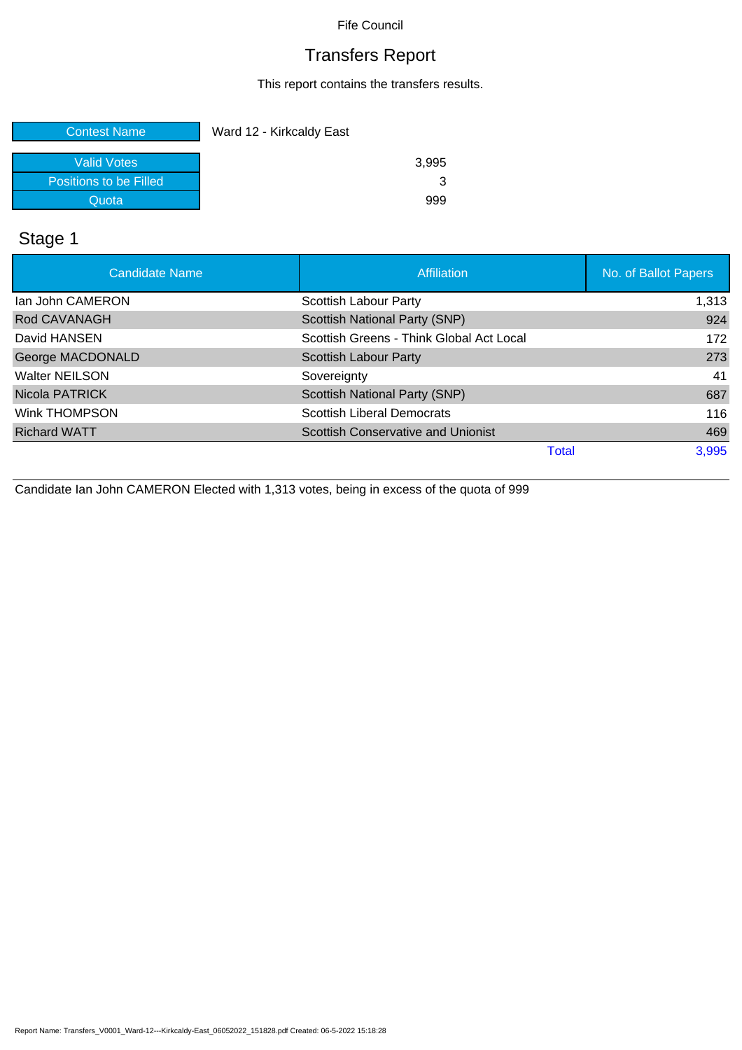Fife Council

# Transfers Report

This report contains the transfers results.

| Contest Name | Ward 12 - Kirkcaldy East |
|---|---|
| Valid Votes | 3,995 |
| Positions to be Filled | 3 |
| Quota | 999 |

## Stage 1

| Candidate Name | Affiliation | No. of Ballot Papers |
|---|---|---|
| Ian John CAMERON | Scottish Labour Party | 1,313 |
| Rod CAVANAGH | Scottish National Party (SNP) | 924 |
| David HANSEN | Scottish Greens - Think Global Act Local | 172 |
| George MACDONALD | Scottish Labour Party | 273 |
| Walter NEILSON | Sovereignty | 41 |
| Nicola PATRICK | Scottish National Party (SNP) | 687 |
| Wink THOMPSON | Scottish Liberal Democrats | 116 |
| Richard WATT | Scottish Conservative and Unionist | 469 |
| | Total | 3,995 |

Candidate Ian John CAMERON Elected with 1,313 votes, being in excess of the quota of 999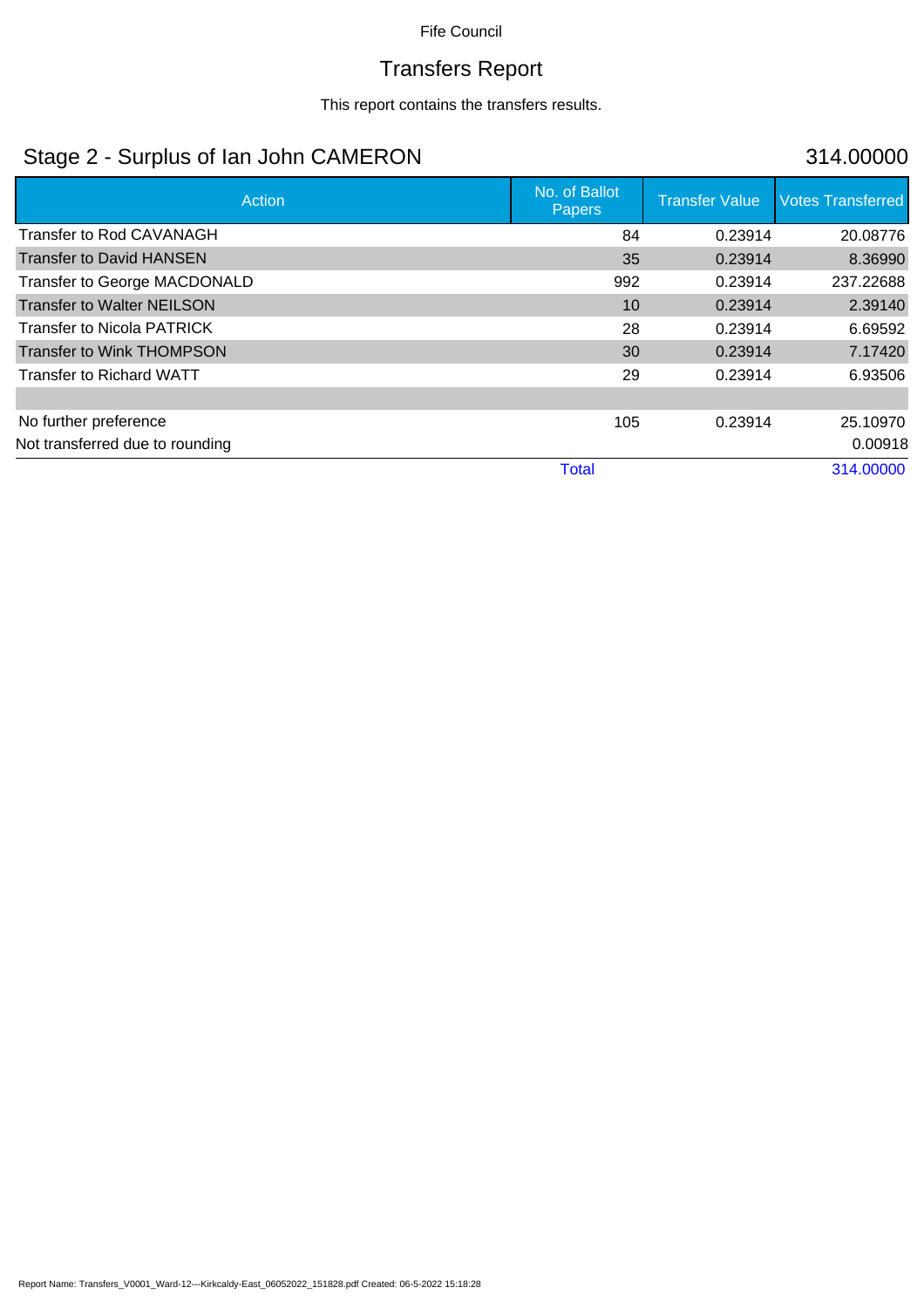Fife Council

# Transfers Report

This report contains the transfers results.

## Stage 2 - Surplus of Ian John CAMERON — 314.00000

| Action | No. of Ballot Papers | Transfer Value | Votes Transferred |
|---|---|---|---|
| Transfer to Rod CAVANAGH | 84 | 0.23914 | 20.08776 |
| Transfer to David HANSEN | 35 | 0.23914 | 8.36990 |
| Transfer to George MACDONALD | 992 | 0.23914 | 237.22688 |
| Transfer to Walter NEILSON | 10 | 0.23914 | 2.39140 |
| Transfer to Nicola PATRICK | 28 | 0.23914 | 6.69592 |
| Transfer to Wink THOMPSON | 30 | 0.23914 | 7.17420 |
| Transfer to Richard WATT | 29 | 0.23914 | 6.93506 |
| | | | |
| No further preference | 105 | 0.23914 | 25.10970 |
| Not transferred due to rounding | | | 0.00918 |
| | Total | | 314.00000 |

Report Name: Transfers_V0001_Ward-12---Kirkcaldy-East_06052022_151828.pdf Created: 06-5-2022 15:18:28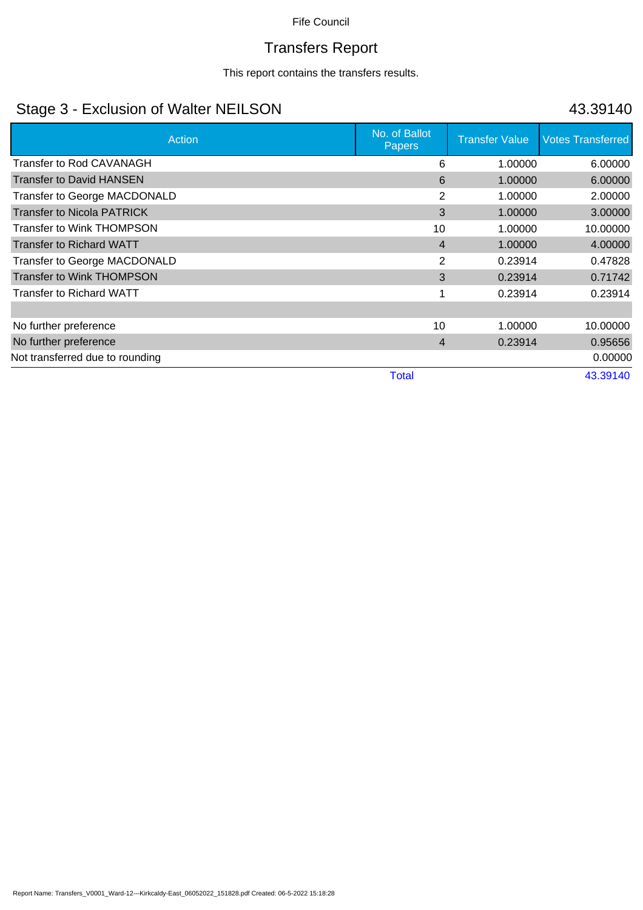Fife Council

# Transfers Report

This report contains the transfers results.

## Stage 3 - Exclusion of Walter NEILSON

43.39140

| Action | No. of Ballot Papers | Transfer Value | Votes Transferred |
|---|---|---|---|
| Transfer to Rod CAVANAGH | 6 | 1.00000 | 6.00000 |
| Transfer to David HANSEN | 6 | 1.00000 | 6.00000 |
| Transfer to George MACDONALD | 2 | 1.00000 | 2.00000 |
| Transfer to Nicola PATRICK | 3 | 1.00000 | 3.00000 |
| Transfer to Wink THOMPSON | 10 | 1.00000 | 10.00000 |
| Transfer to Richard WATT | 4 | 1.00000 | 4.00000 |
| Transfer to George MACDONALD | 2 | 0.23914 | 0.47828 |
| Transfer to Wink THOMPSON | 3 | 0.23914 | 0.71742 |
| Transfer to Richard WATT | 1 | 0.23914 | 0.23914 |
| | | | |
| No further preference | 10 | 1.00000 | 10.00000 |
| No further preference | 4 | 0.23914 | 0.95656 |
| Not transferred due to rounding | | | 0.00000 |
| | Total | | 43.39140 |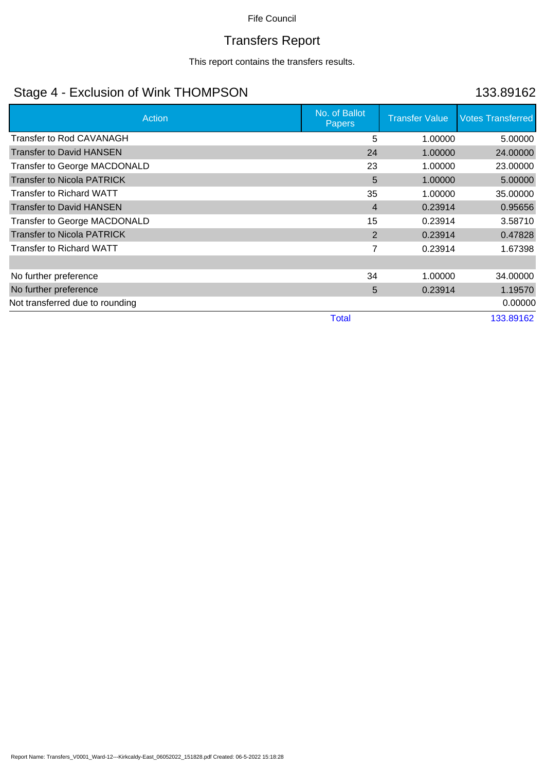Fife Council

# Transfers Report

This report contains the transfers results.

## Stage 4 - Exclusion of Wink THOMPSON

133.89162

| Action | No. of Ballot Papers | Transfer Value | Votes Transferred |
|---|---|---|---|
| Transfer to Rod CAVANAGH | 5 | 1.00000 | 5.00000 |
| Transfer to David HANSEN | 24 | 1.00000 | 24.00000 |
| Transfer to George MACDONALD | 23 | 1.00000 | 23.00000 |
| Transfer to Nicola PATRICK | 5 | 1.00000 | 5.00000 |
| Transfer to Richard WATT | 35 | 1.00000 | 35.00000 |
| Transfer to David HANSEN | 4 | 0.23914 | 0.95656 |
| Transfer to George MACDONALD | 15 | 0.23914 | 3.58710 |
| Transfer to Nicola PATRICK | 2 | 0.23914 | 0.47828 |
| Transfer to Richard WATT | 7 | 0.23914 | 1.67398 |
| | | | |
| No further preference | 34 | 1.00000 | 34.00000 |
| No further preference | 5 | 0.23914 | 1.19570 |
| Not transferred due to rounding | | | 0.00000 |
| | Total | | 133.89162 |

Report Name: Transfers_V0001_Ward-12---Kirkcaldy-East_06052022_151828.pdf Created: 06-5-2022 15:18:28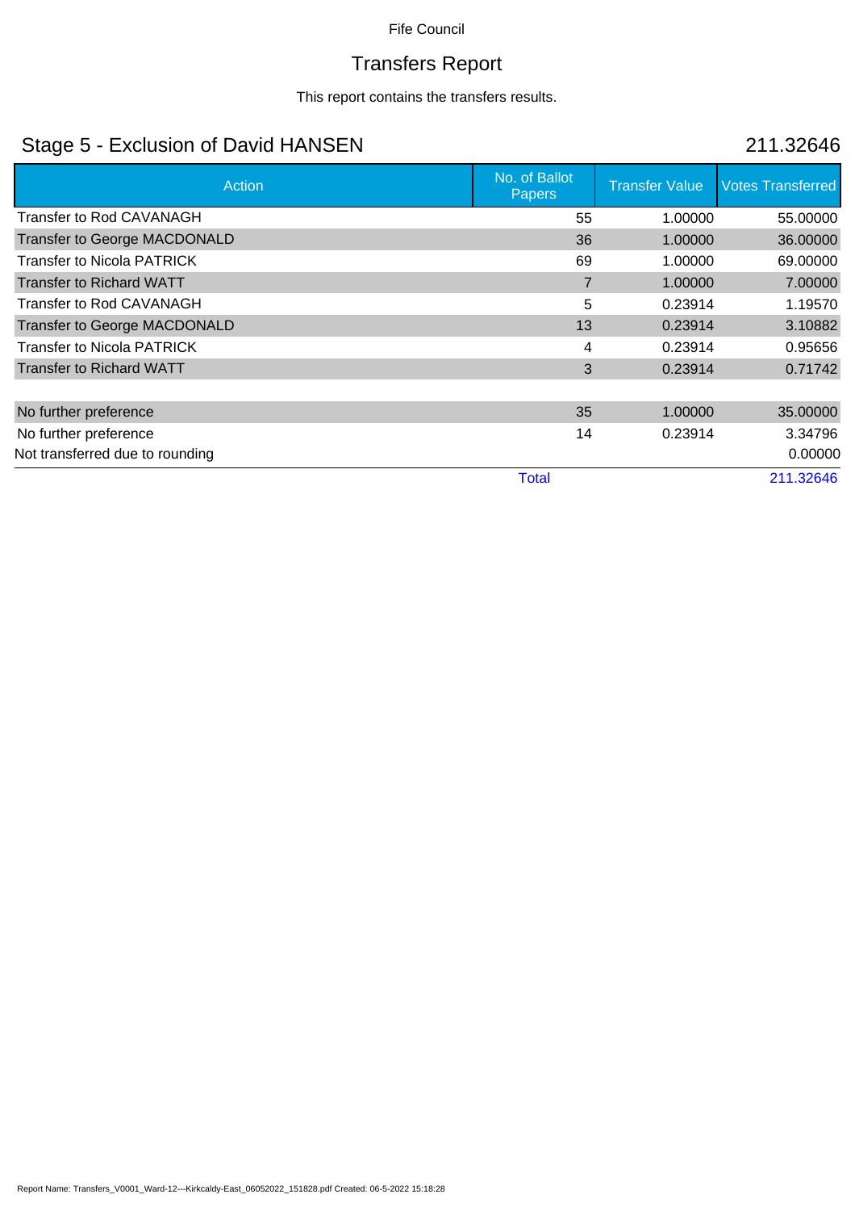Fife Council

# Transfers Report

This report contains the transfers results.

## Stage 5 - Exclusion of David HANSEN

211.32646

| Action | No. of Ballot Papers | Transfer Value | Votes Transferred |
|---|---|---|---|
| Transfer to Rod CAVANAGH | 55 | 1.00000 | 55.00000 |
| Transfer to George MACDONALD | 36 | 1.00000 | 36.00000 |
| Transfer to Nicola PATRICK | 69 | 1.00000 | 69.00000 |
| Transfer to Richard WATT | 7 | 1.00000 | 7.00000 |
| Transfer to Rod CAVANAGH | 5 | 0.23914 | 1.19570 |
| Transfer to George MACDONALD | 13 | 0.23914 | 3.10882 |
| Transfer to Nicola PATRICK | 4 | 0.23914 | 0.95656 |
| Transfer to Richard WATT | 3 | 0.23914 | 0.71742 |
| | | | |
| No further preference | 35 | 1.00000 | 35.00000 |
| No further preference | 14 | 0.23914 | 3.34796 |
| Not transferred due to rounding | | | 0.00000 |
| | Total | | 211.32646 |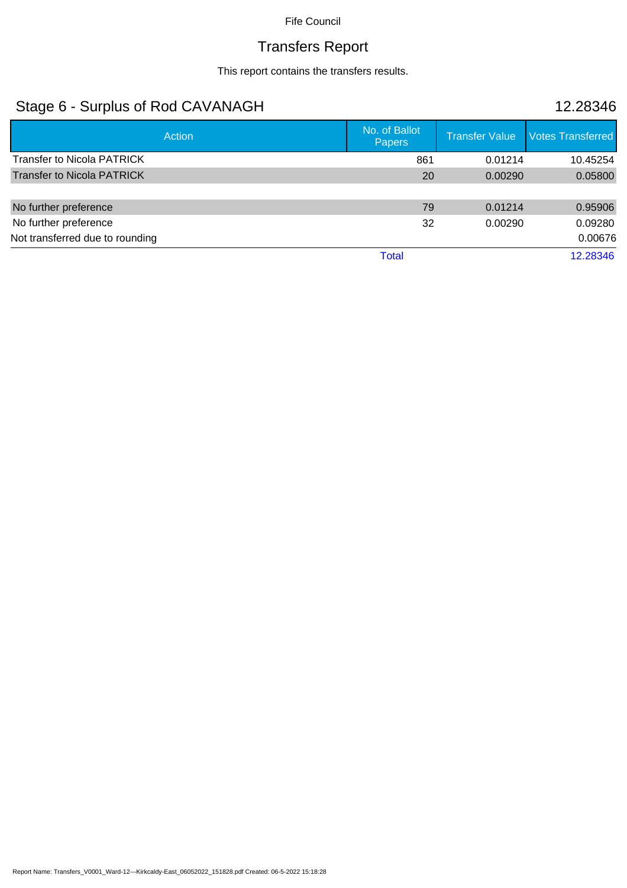Fife Council

# Transfers Report

This report contains the transfers results.

## Stage 6 - Surplus of Rod CAVANAGH 12.28346

| Action | No. of Ballot Papers | Transfer Value | Votes Transferred |
|---|---|---|---|
| Transfer to Nicola PATRICK | 861 | 0.01214 | 10.45254 |
| Transfer to Nicola PATRICK | 20 | 0.00290 | 0.05800 |
| | | | |
| No further preference | 79 | 0.01214 | 0.95906 |
| No further preference | 32 | 0.00290 | 0.09280 |
| Not transferred due to rounding | | | 0.00676 |
| | Total | | 12.28346 |

Report Name: Transfers_V0001_Ward-12---Kirkcaldy-East_06052022_151828.pdf Created: 06-5-2022 15:18:28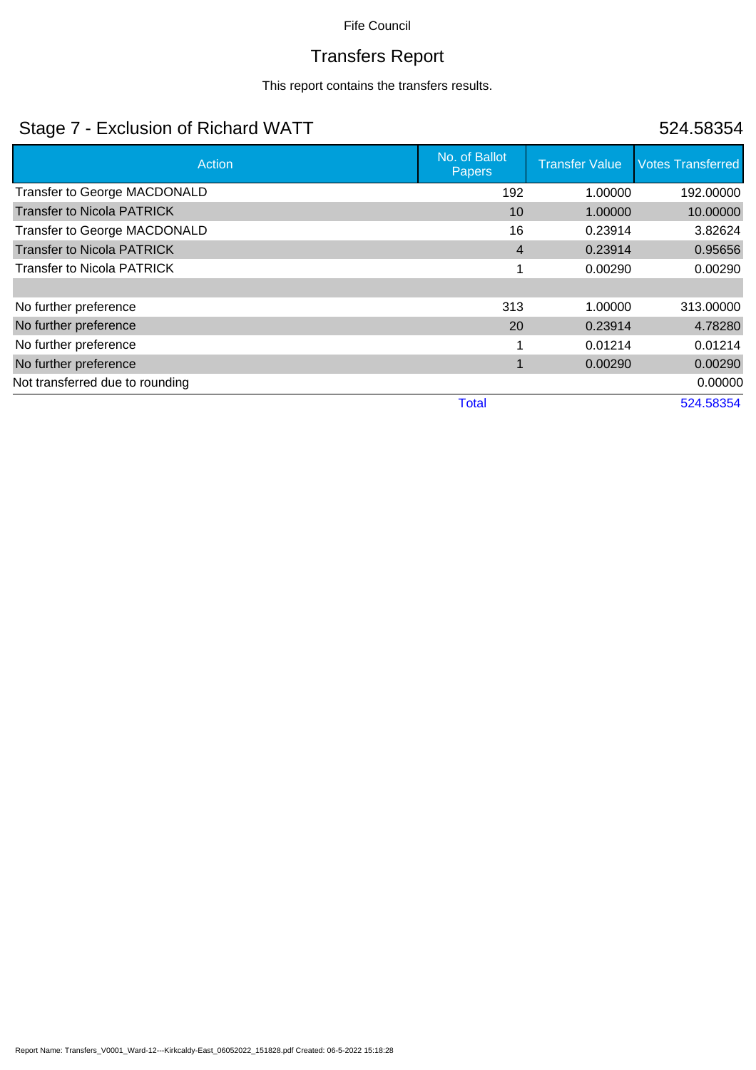Fife Council

# Transfers Report

This report contains the transfers results.

## Stage 7 - Exclusion of Richard WATT 524.58354

| Action | No. of Ballot Papers | Transfer Value | Votes Transferred |
|---|---|---|---|
| Transfer to George MACDONALD | 192 | 1.00000 | 192.00000 |
| Transfer to Nicola PATRICK | 10 | 1.00000 | 10.00000 |
| Transfer to George MACDONALD | 16 | 0.23914 | 3.82624 |
| Transfer to Nicola PATRICK | 4 | 0.23914 | 0.95656 |
| Transfer to Nicola PATRICK | 1 | 0.00290 | 0.00290 |
| | | | |
| No further preference | 313 | 1.00000 | 313.00000 |
| No further preference | 20 | 0.23914 | 4.78280 |
| No further preference | 1 | 0.01214 | 0.01214 |
| No further preference | 1 | 0.00290 | 0.00290 |
| Not transferred due to rounding | | | 0.00000 |
| | Total | | 524.58354 |

Report Name: Transfers_V0001_Ward-12---Kirkcaldy-East_06052022_151828.pdf Created: 06-5-2022 15:18:28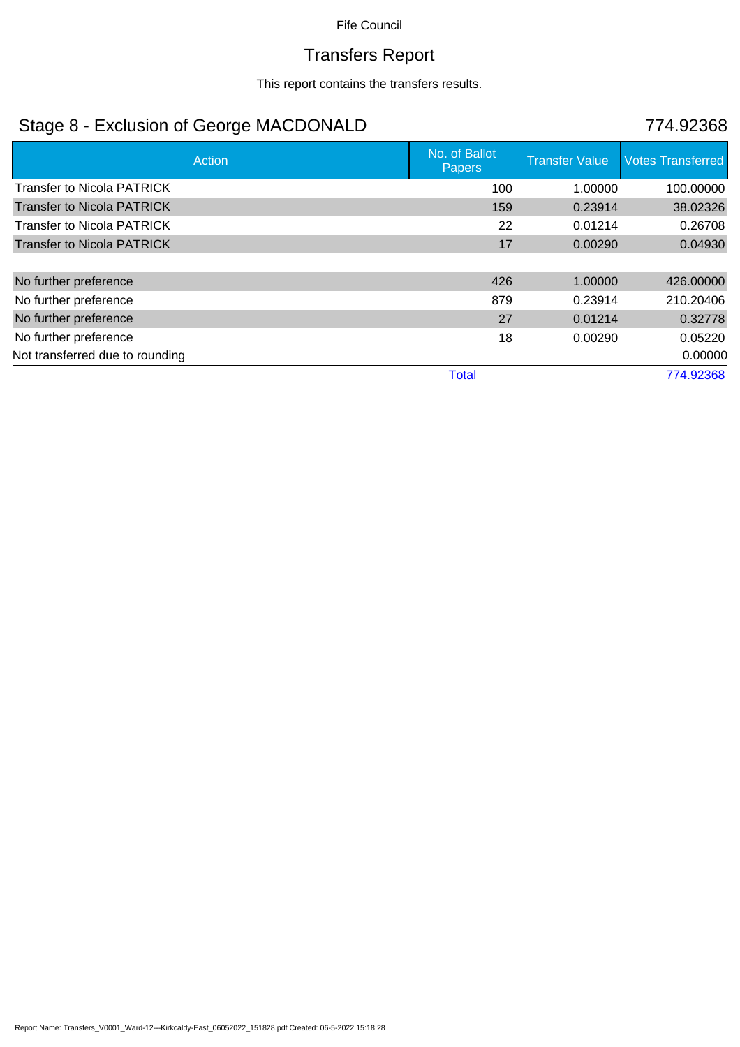Fife Council

# Transfers Report

This report contains the transfers results.

## Stage 8 - Exclusion of George MACDONALD

774.92368

| Action | No. of Ballot Papers | Transfer Value | Votes Transferred |
|---|---|---|---|
| Transfer to Nicola PATRICK | 100 | 1.00000 | 100.00000 |
| Transfer to Nicola PATRICK | 159 | 0.23914 | 38.02326 |
| Transfer to Nicola PATRICK | 22 | 0.01214 | 0.26708 |
| Transfer to Nicola PATRICK | 17 | 0.00290 | 0.04930 |
| | | | |
| No further preference | 426 | 1.00000 | 426.00000 |
| No further preference | 879 | 0.23914 | 210.20406 |
| No further preference | 27 | 0.01214 | 0.32778 |
| No further preference | 18 | 0.00290 | 0.05220 |
| Not transferred due to rounding | | | 0.00000 |
| | Total | | 774.92368 |

Report Name: Transfers_V0001_Ward-12---Kirkcaldy-East_06052022_151828.pdf Created: 06-5-2022 15:18:28